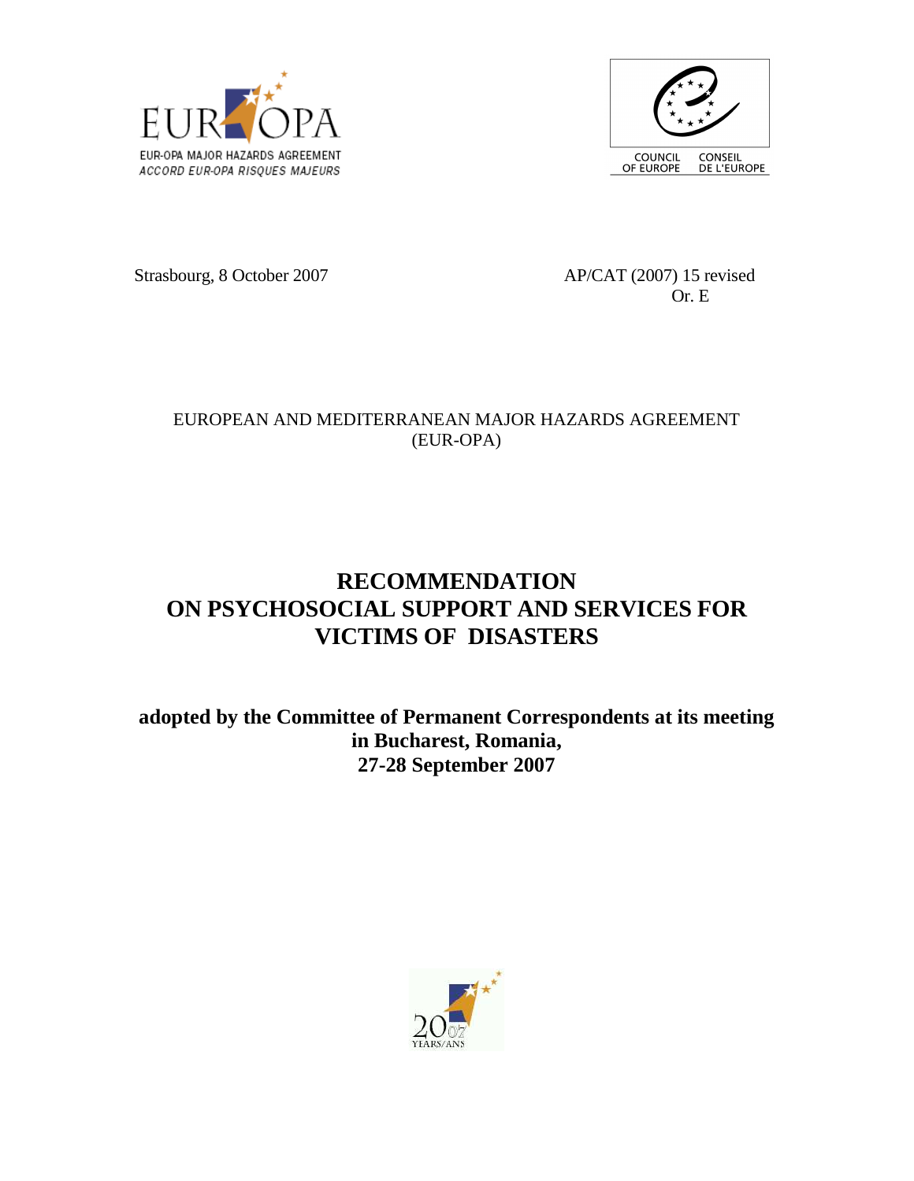EUR-OPA MAJOR HAZARDS AGREEMENT
ACCORD EUR-OPA RISQUES MAJEURS

COUNCIL OF EUROPE
CONSEIL DE L'EUROPE

Strasbourg, 8 October 2007

AP/CAT (2007) 15 revised
Or. E

EUROPEAN AND MEDITERRANEAN MAJOR HAZARDS AGREEMENT
(EUR-OPA)

# RECOMMENDATION ON PSYCHOSOCIAL SUPPORT AND SERVICES FOR VICTIMS OF DISASTERS

**adopted by the Committee of Permanent Correspondents at its meeting in Bucharest, Romania, 27-28 September 2007**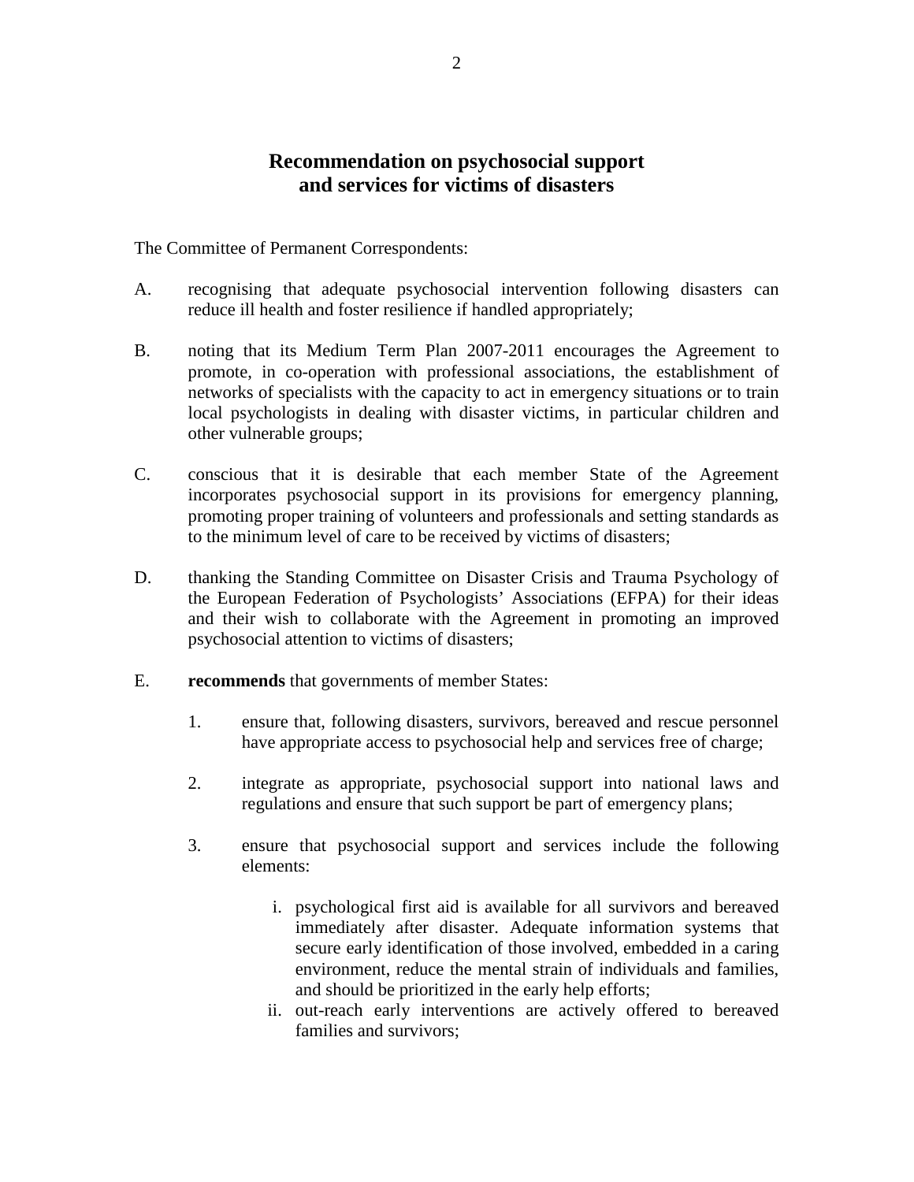# Recommendation on psychosocial support and services for victims of disasters

The Committee of Permanent Correspondents:

A. recognising that adequate psychosocial intervention following disasters can reduce ill health and foster resilience if handled appropriately;

B. noting that its Medium Term Plan 2007-2011 encourages the Agreement to promote, in co-operation with professional associations, the establishment of networks of specialists with the capacity to act in emergency situations or to train local psychologists in dealing with disaster victims, in particular children and other vulnerable groups;

C. conscious that it is desirable that each member State of the Agreement incorporates psychosocial support in its provisions for emergency planning, promoting proper training of volunteers and professionals and setting standards as to the minimum level of care to be received by victims of disasters;

D. thanking the Standing Committee on Disaster Crisis and Trauma Psychology of the European Federation of Psychologists' Associations (EFPA) for their ideas and their wish to collaborate with the Agreement in promoting an improved psychosocial attention to victims of disasters;

E. **recommends** that governments of member States:

   1. ensure that, following disasters, survivors, bereaved and rescue personnel have appropriate access to psychosocial help and services free of charge;

   2. integrate as appropriate, psychosocial support into national laws and regulations and ensure that such support be part of emergency plans;

   3. ensure that psychosocial support and services include the following elements:

      i. psychological first aid is available for all survivors and bereaved immediately after disaster. Adequate information systems that secure early identification of those involved, embedded in a caring environment, reduce the mental strain of individuals and families, and should be prioritized in the early help efforts;

      ii. out-reach early interventions are actively offered to bereaved families and survivors;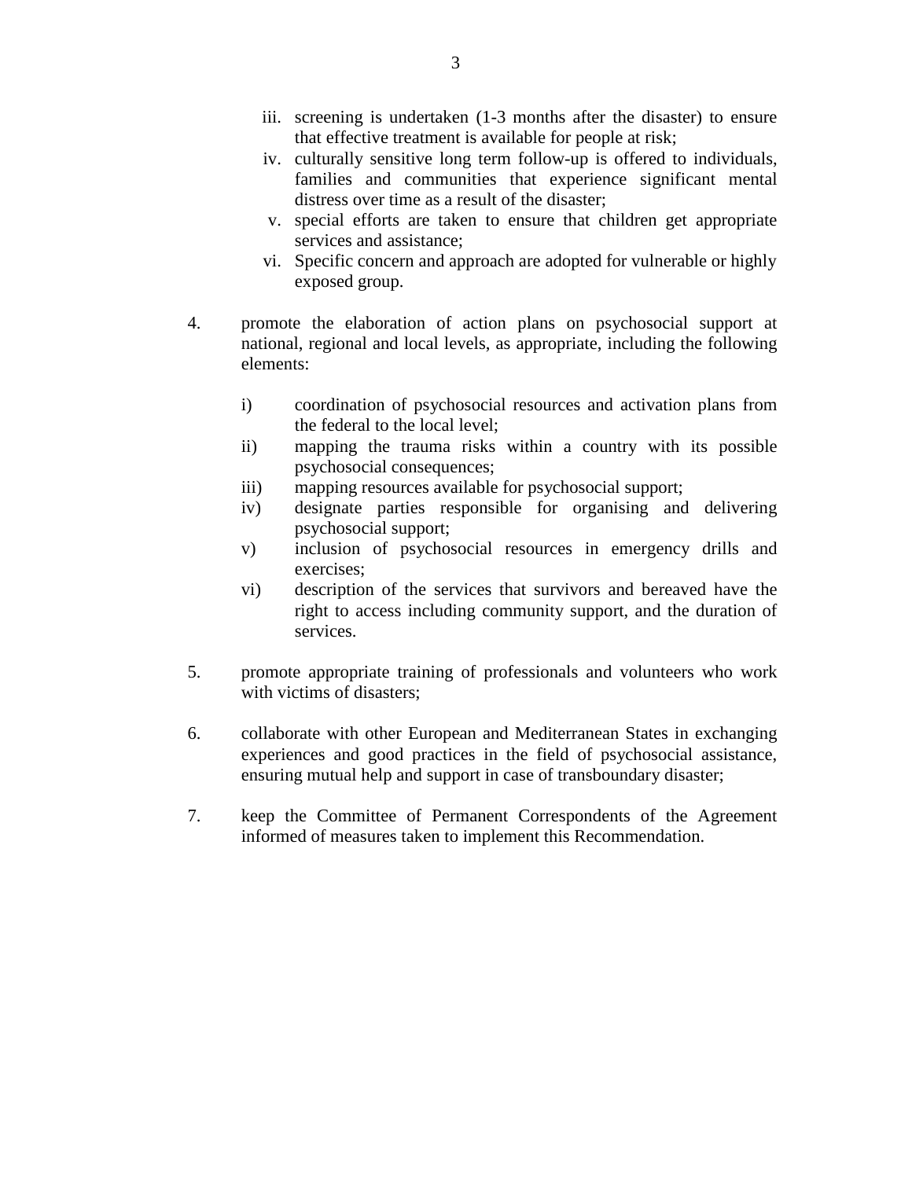iii. screening is undertaken (1-3 months after the disaster) to ensure that effective treatment is available for people at risk;
iv. culturally sensitive long term follow-up is offered to individuals, families and communities that experience significant mental distress over time as a result of the disaster;
v. special efforts are taken to ensure that children get appropriate services and assistance;
vi. Specific concern and approach are adopted for vulnerable or highly exposed group.

4. promote the elaboration of action plans on psychosocial support at national, regional and local levels, as appropriate, including the following elements:

   i) coordination of psychosocial resources and activation plans from the federal to the local level;
   ii) mapping the trauma risks within a country with its possible psychosocial consequences;
   iii) mapping resources available for psychosocial support;
   iv) designate parties responsible for organising and delivering psychosocial support;
   v) inclusion of psychosocial resources in emergency drills and exercises;
   vi) description of the services that survivors and bereaved have the right to access including community support, and the duration of services.

5. promote appropriate training of professionals and volunteers who work with victims of disasters;

6. collaborate with other European and Mediterranean States in exchanging experiences and good practices in the field of psychosocial assistance, ensuring mutual help and support in case of transboundary disaster;

7. keep the Committee of Permanent Correspondents of the Agreement informed of measures taken to implement this Recommendation.